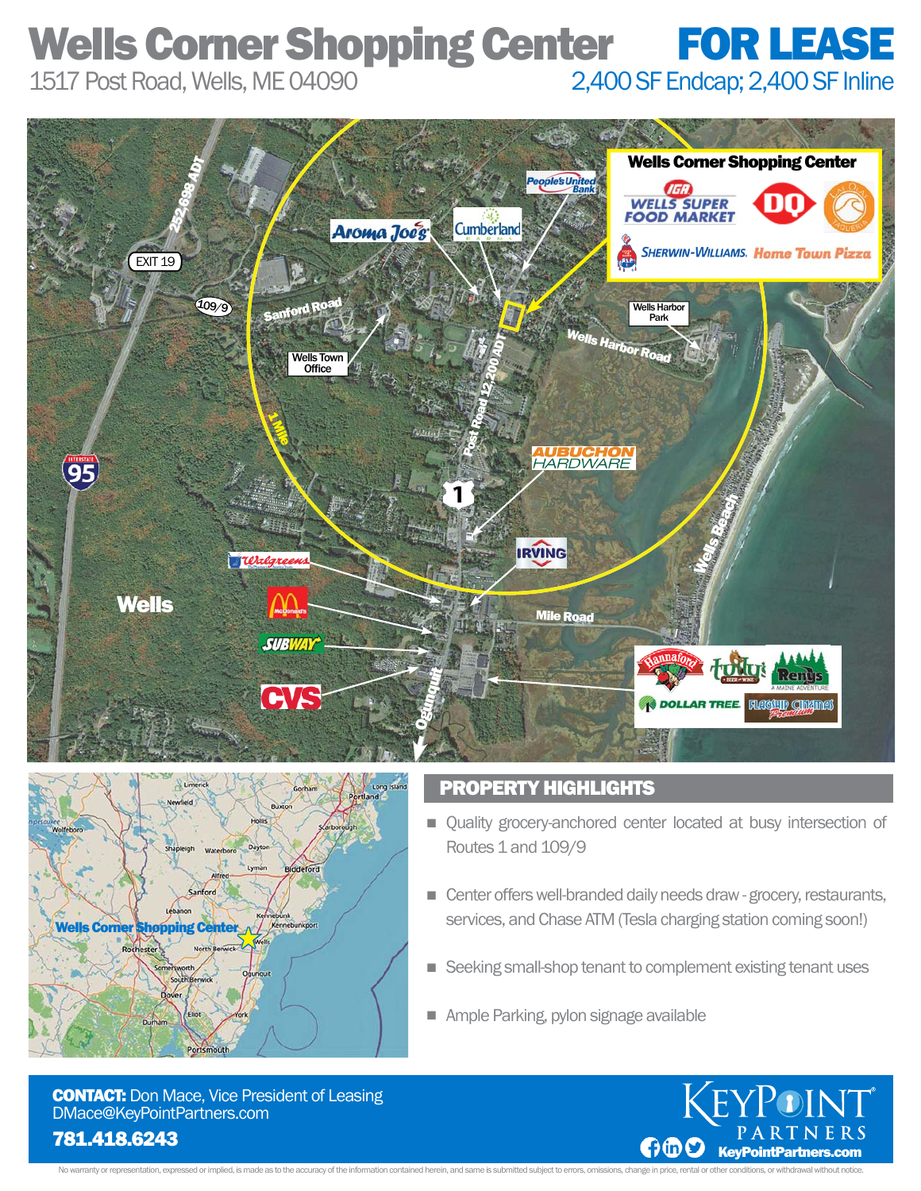# Wells Corner Shopping Center

1517 Post Road, Wells, ME 04090

## FOR LEASE

2,400 SF Endcap; 2,400 SF Inline

## PROPERTY HIGHLIGHTS

- Quality grocery-anchored center located at busy intersection of Routes 1 and 109/9
- Center offers well-branded daily needs draw - grocery, restaurants, services, and Chase ATM (Tesla charging station coming soon!)
- Seeking small-shop tenant to complement existing tenant uses
- Ample Parking, pylon signage available

**CONTACT:** Don Mace, Vice President of Leasing
DMace@KeyPointPartners.com
**781.418.6243**

KeyPoint Partners
KeyPointPartners.com

No warranty or representation, expressed or implied, is made as to the accuracy of the information contained herein, and same is submitted subject to errors, omissions, change in price, rental or other conditions, or withdrawal without notice.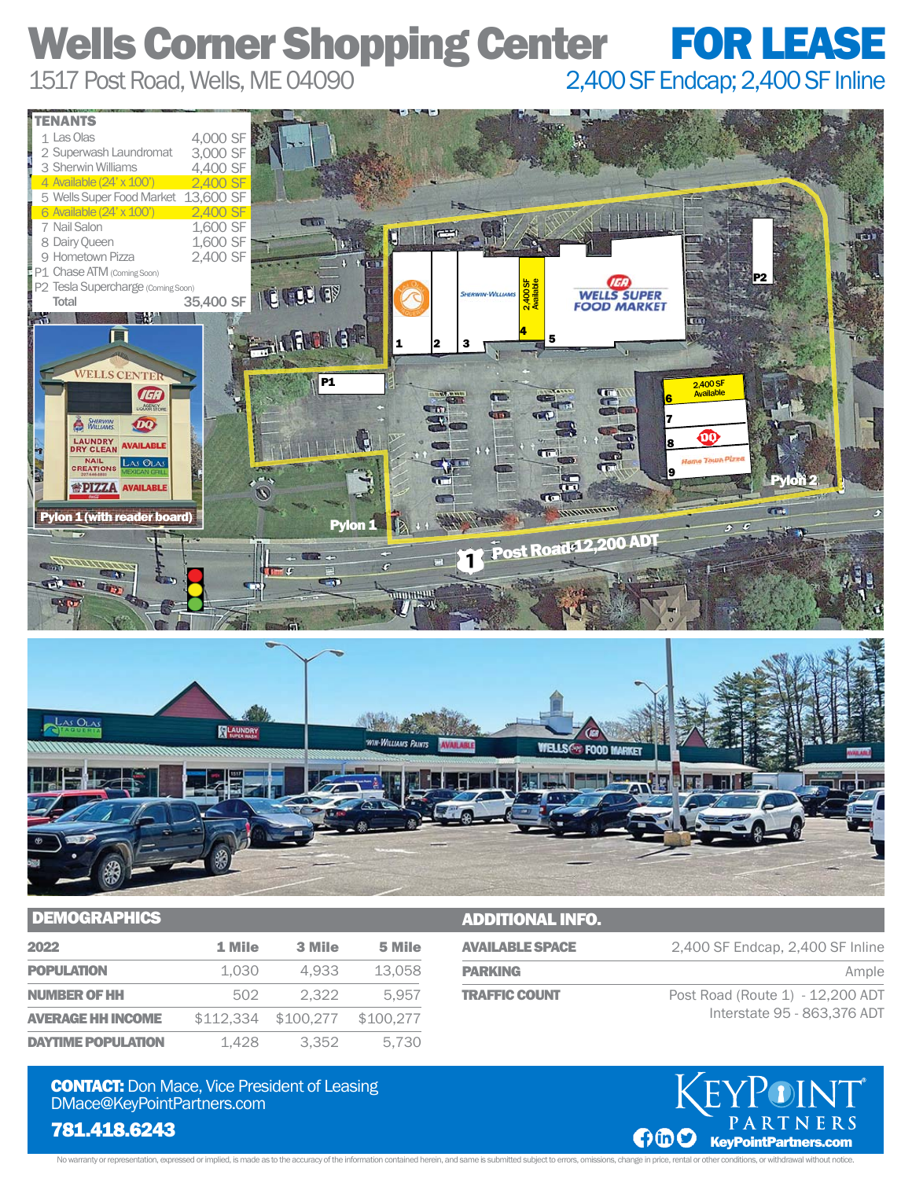# Wells Corner Shopping Center

1517 Post Road, Wells, ME 04090

# FOR LEASE

2,400 SF Endcap; 2,400 SF Inline

## TENANTS

| | | |
|---|---|---|
| 1 | Las Olas | 4,000 SF |
| 2 | Superwash Laundromat | 3,000 SF |
| 3 | Sherwin Williams | 4,400 SF |
| 4 | Available (24' x 100') | 2,400 SF |
| 5 | Wells Super Food Market | 13,600 SF |
| 6 | Available (24' x 100') | 2,400 SF |
| 7 | Nail Salon | 1,600 SF |
| 8 | Dairy Queen | 1,600 SF |
| 9 | Hometown Pizza | 2,400 SF |
| P1 | Chase ATM (Coming Soon) | |
| P2 | Tesla Supercharge (Coming Soon) | |
| | Total | 35,400 SF |

Pylon 1 (with reader board)

Pylon 1

Pylon 2

Post Road 12,200 ADT

## DEMOGRAPHICS

| 2022 | 1 Mile | 3 Mile | 5 Mile |
|---|---|---|---|
| POPULATION | 1,030 | 4,933 | 13,058 |
| NUMBER OF HH | 502 | 2,322 | 5,957 |
| AVERAGE HH INCOME | $112,334 | $100,277 | $100,277 |
| DAYTIME POPULATION | 1,428 | 3,352 | 5,730 |

## ADDITIONAL INFO.

| | |
|---|---|
| AVAILABLE SPACE | 2,400 SF Endcap, 2,400 SF Inline |
| PARKING | Ample |
| TRAFFIC COUNT | Post Road (Route 1) - 12,200 ADT<br>Interstate 95 - 863,376 ADT |

**CONTACT:** Don Mace, Vice President of Leasing
DMace@KeyPointPartners.com

**781.418.6243**

KeyPoint Partners
KeyPointPartners.com

No warranty or representation, expressed or implied, is made as to the accuracy of the information contained herein, and same is submitted subject to errors, omissions, change in price, rental or other conditions, or withdrawal without notice.